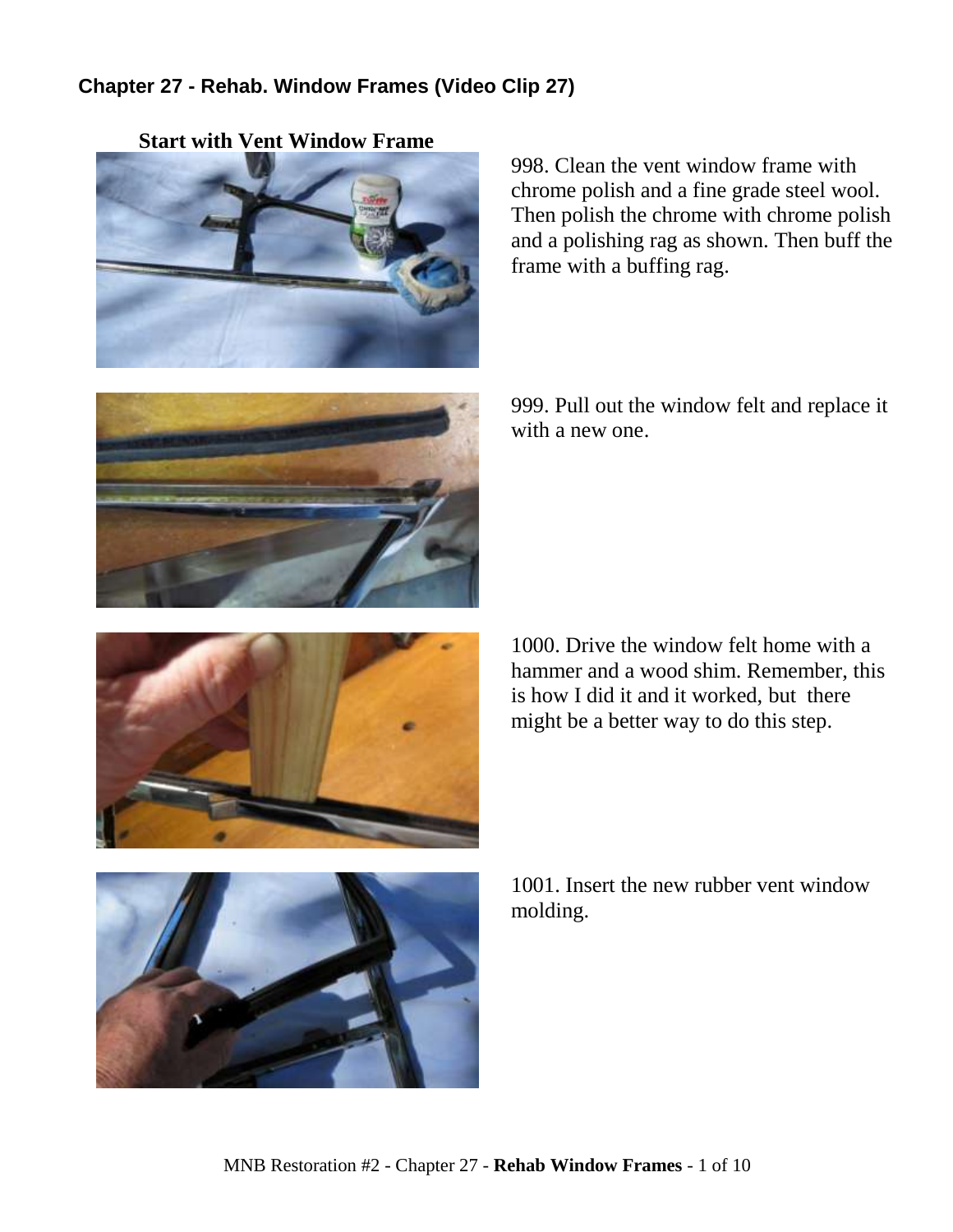## Chapter 27 - Rehab. Window Frames (Video Clip 27)

### Start with Vent Window Frame

998. Clean the vent window frame with chrome polish and a fine grade steel wool. Then polish the chrome with chrome polish and a polishing rag as shown. Then buff the frame with a buffing rag.

999. Pull out the window felt and replace it with a new one.

1000. Drive the window felt home with a hammer and a wood shim. Remember, this is how I did it and it worked, but there might be a better way to do this step.

1001. Insert the new rubber vent window molding.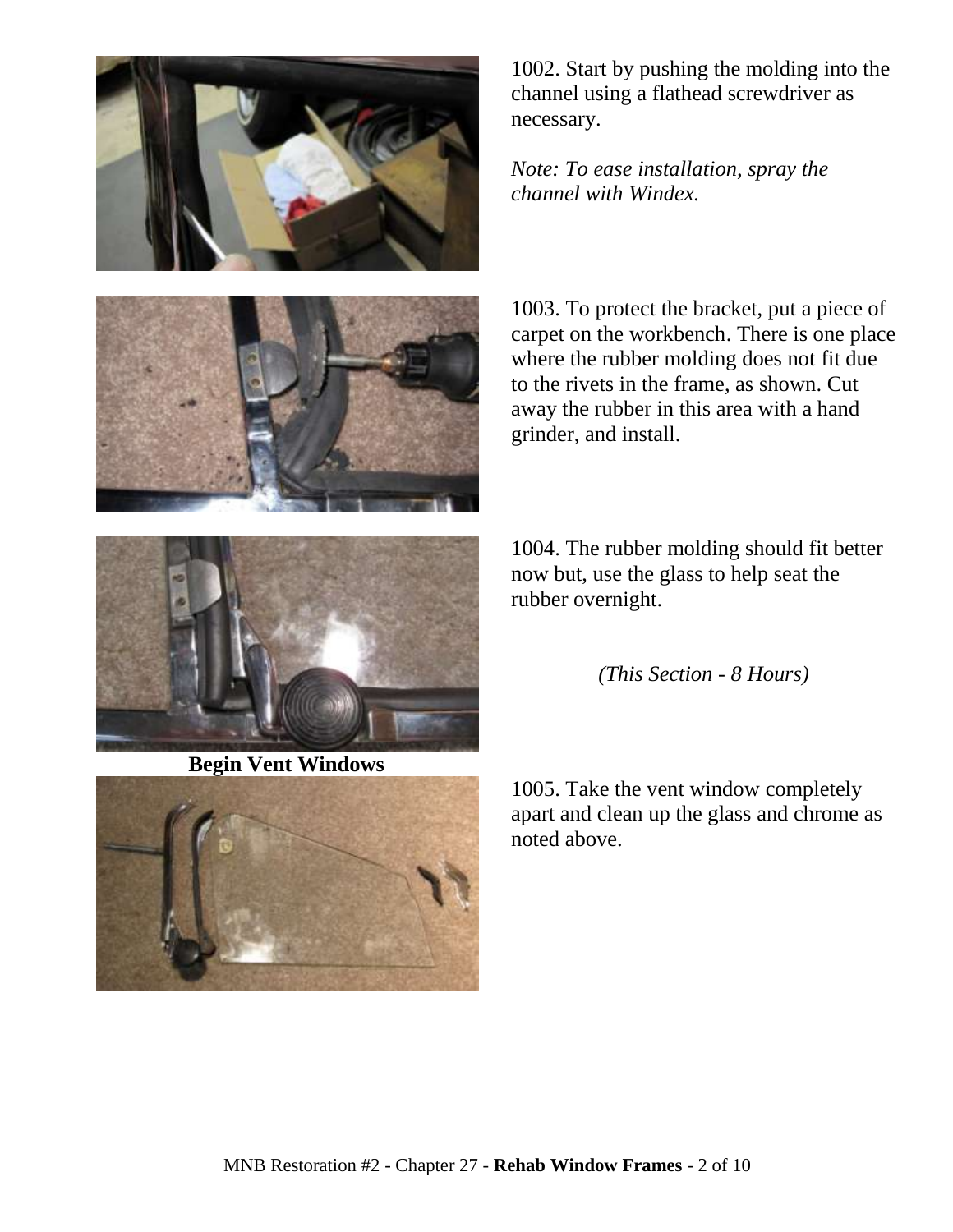1002. Start by pushing the molding into the channel using a flathead screwdriver as necessary.

*Note: To ease installation, spray the channel with Windex.*

1003. To protect the bracket, put a piece of carpet on the workbench. There is one place where the rubber molding does not fit due to the rivets in the frame, as shown. Cut away the rubber in this area with a hand grinder, and install.

1004. The rubber molding should fit better now but, use the glass to help seat the rubber overnight.

*(This Section - 8 Hours)*

**Begin Vent Windows**

1005. Take the vent window completely apart and clean up the glass and chrome as noted above.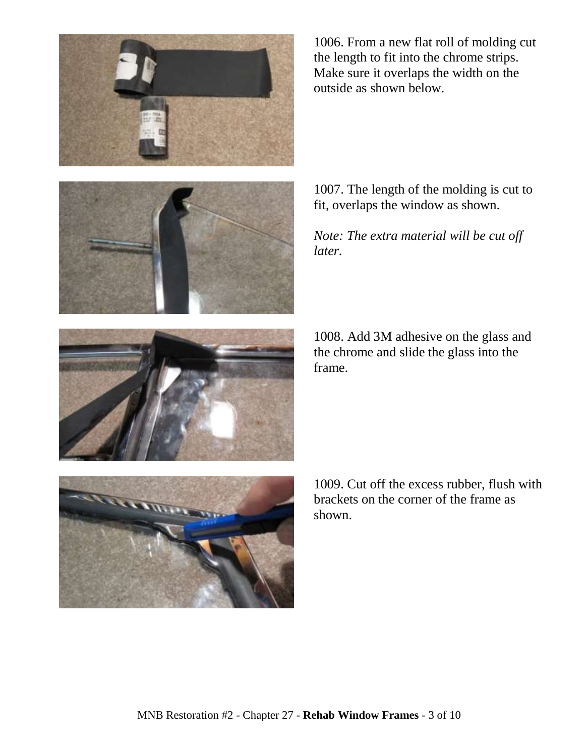1006. From a new flat roll of molding cut the length to fit into the chrome strips. Make sure it overlaps the width on the outside as shown below.

1007. The length of the molding is cut to fit, overlaps the window as shown.

*Note: The extra material will be cut off later.*

1008. Add 3M adhesive on the glass and the chrome and slide the glass into the frame.

1009. Cut off the excess rubber, flush with brackets on the corner of the frame as shown.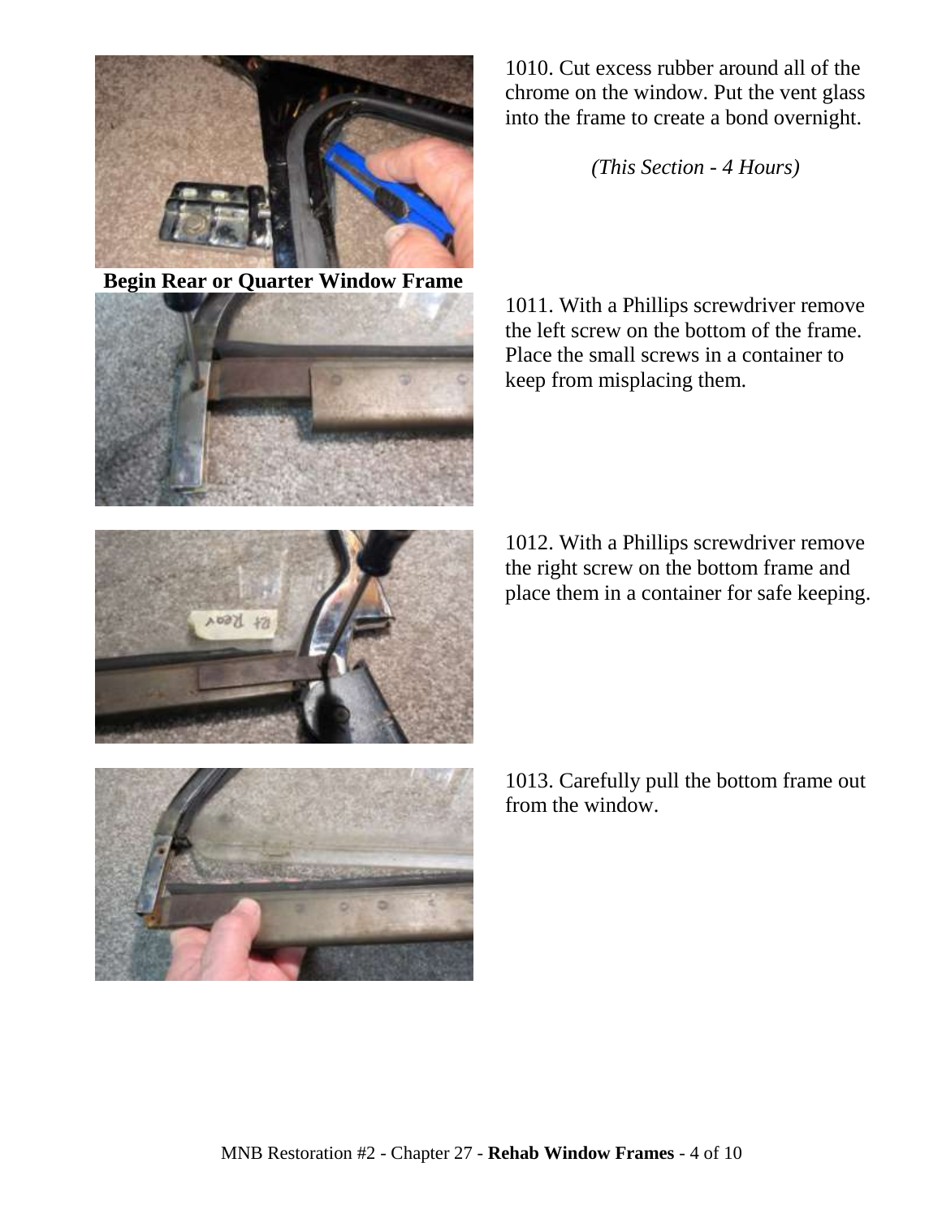1010. Cut excess rubber around all of the chrome on the window. Put the vent glass into the frame to create a bond overnight.

*(This Section - 4 Hours)*

**Begin Rear or Quarter Window Frame**

1011. With a Phillips screwdriver remove the left screw on the bottom of the frame. Place the small screws in a container to keep from misplacing them.

1012. With a Phillips screwdriver remove the right screw on the bottom frame and place them in a container for safe keeping.

1013. Carefully pull the bottom frame out from the window.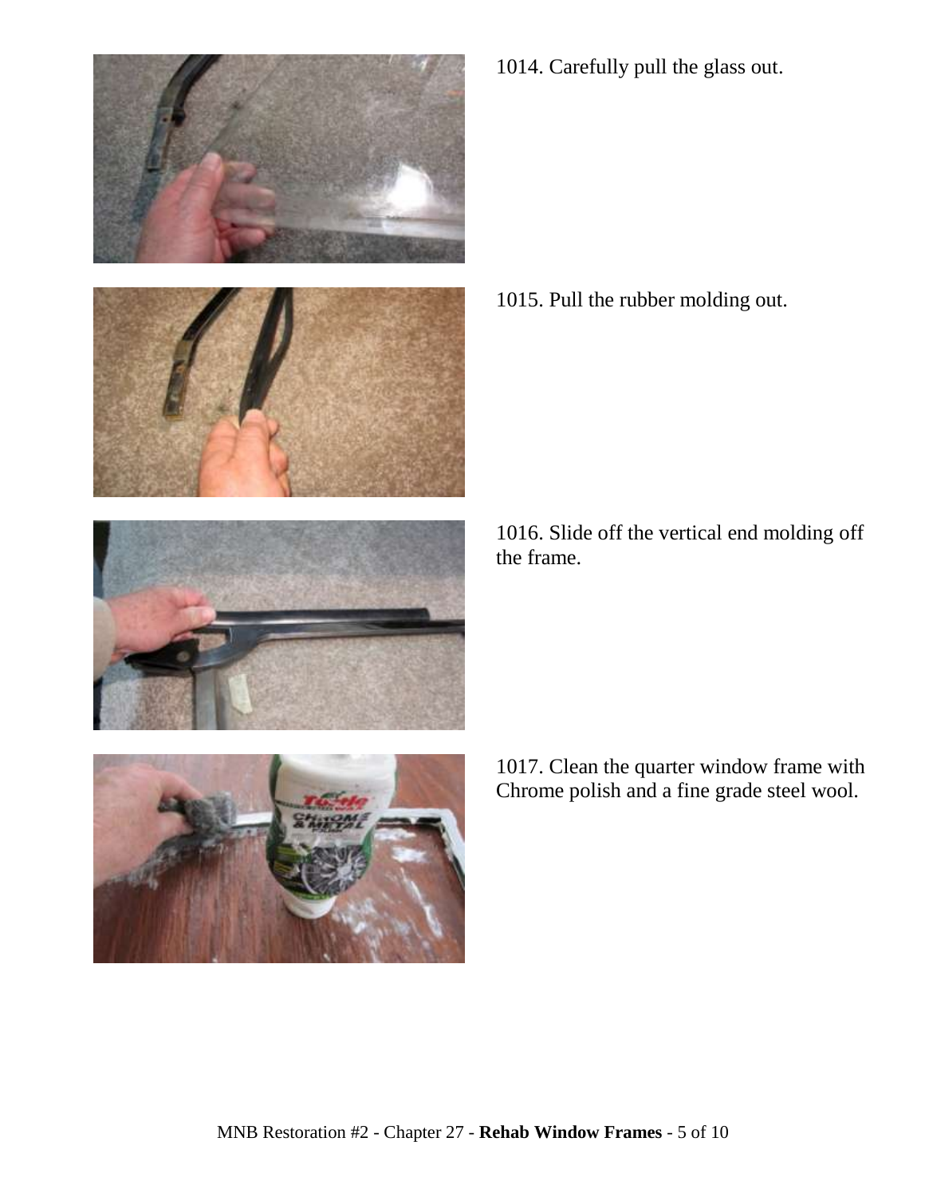1014. Carefully pull the glass out.

1015. Pull the rubber molding out.

1016. Slide off the vertical end molding off the frame.

1017. Clean the quarter window frame with Chrome polish and a fine grade steel wool.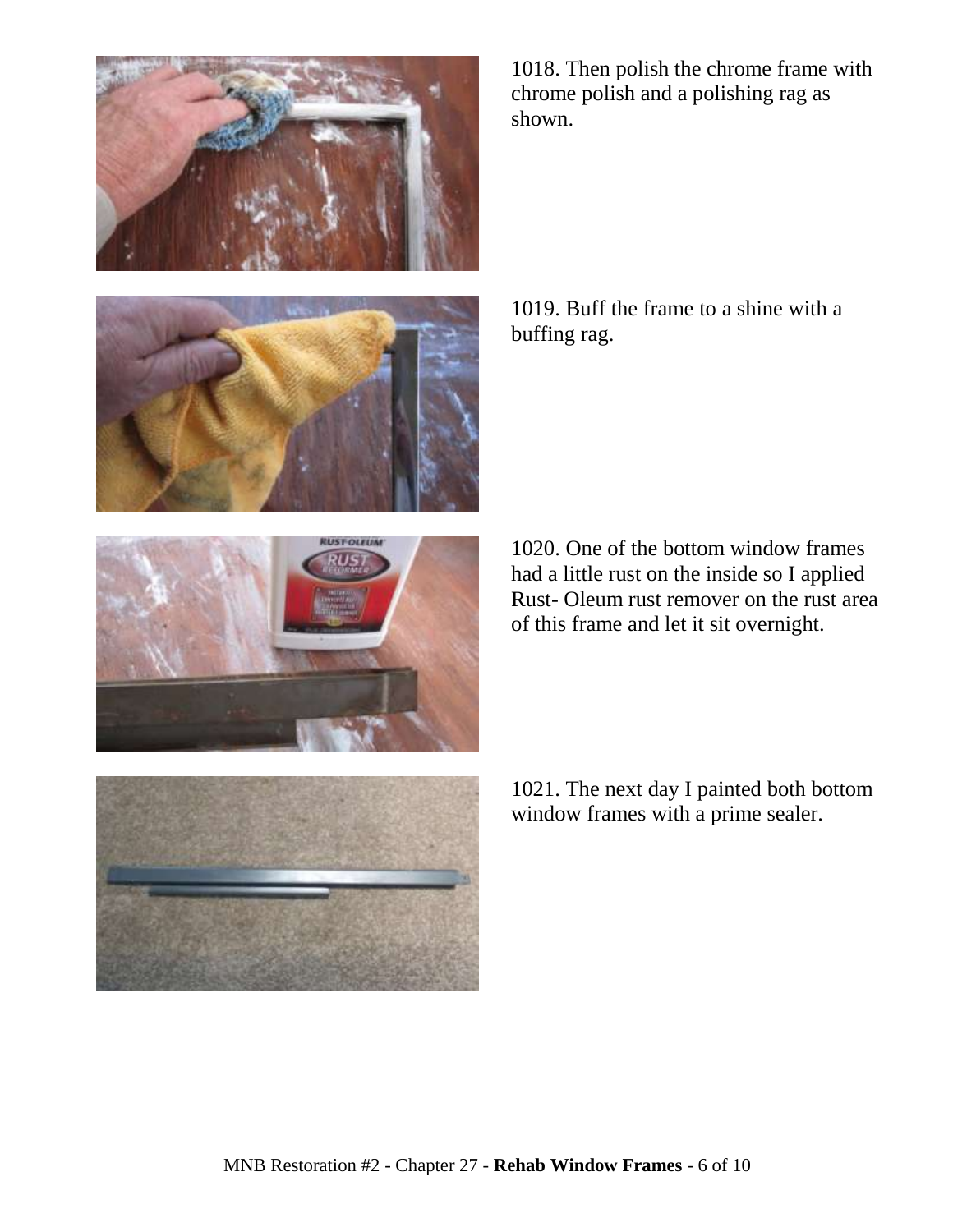1018. Then polish the chrome frame with chrome polish and a polishing rag as shown.

1019. Buff the frame to a shine with a buffing rag.

1020. One of the bottom window frames had a little rust on the inside so I applied Rust- Oleum rust remover on the rust area of this frame and let it sit overnight.

1021. The next day I painted both bottom window frames with a prime sealer.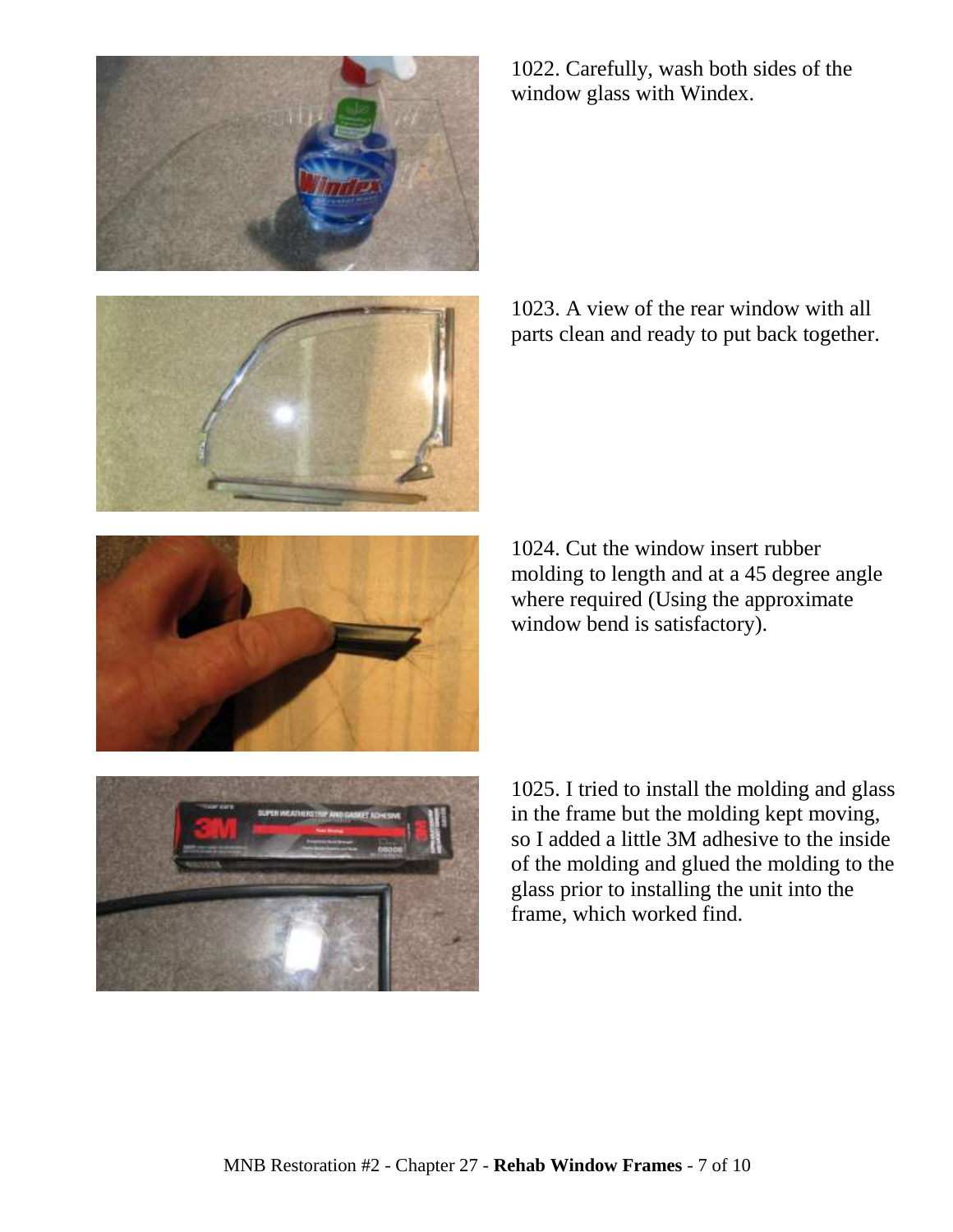1022. Carefully, wash both sides of the window glass with Windex.

1023. A view of the rear window with all parts clean and ready to put back together.

1024. Cut the window insert rubber molding to length and at a 45 degree angle where required (Using the approximate window bend is satisfactory).

1025. I tried to install the molding and glass in the frame but the molding kept moving, so I added a little 3M adhesive to the inside of the molding and glued the molding to the glass prior to installing the unit into the frame, which worked find.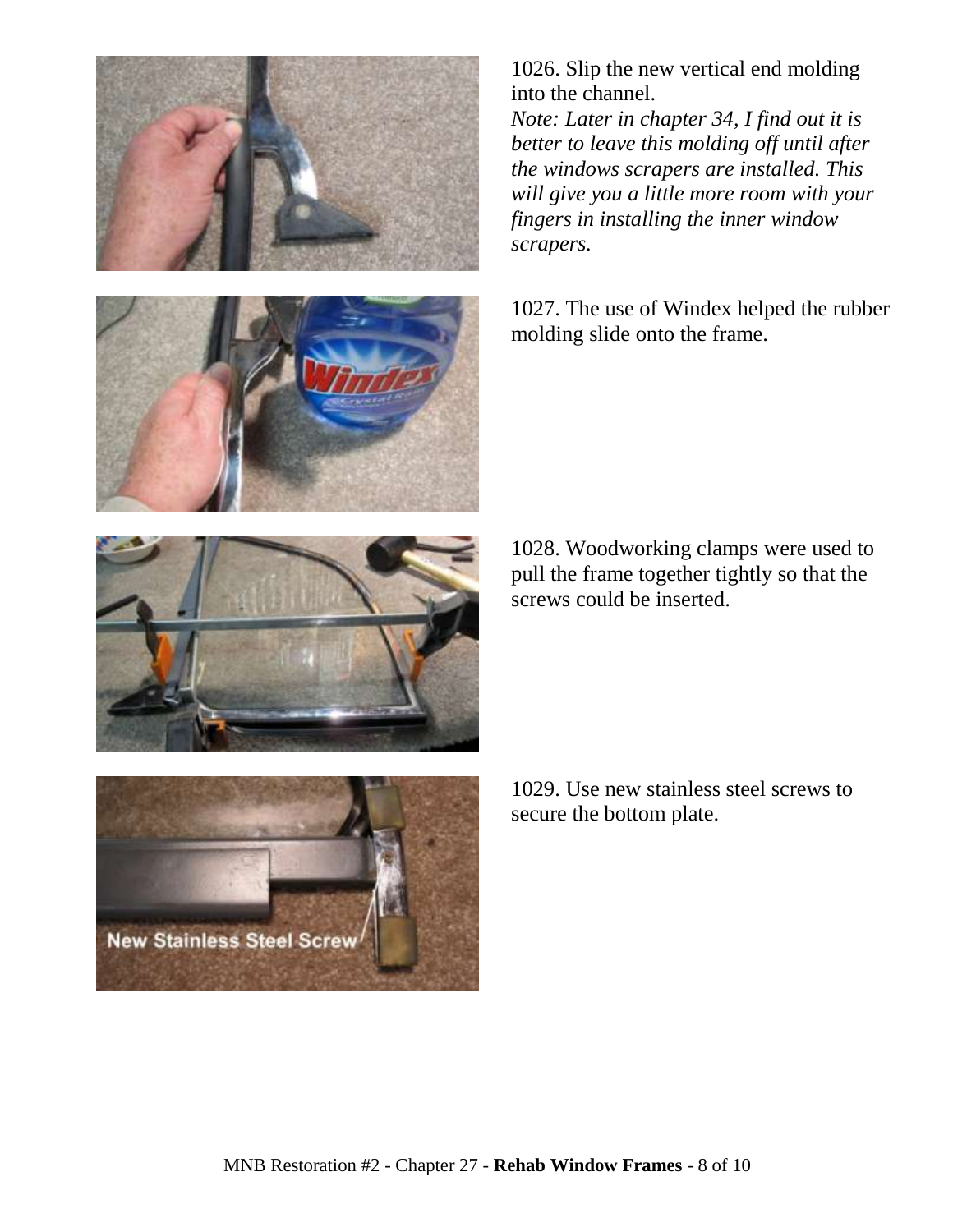1026. Slip the new vertical end molding into the channel.
*Note: Later in chapter 34, I find out it is better to leave this molding off until after the windows scrapers are installed. This will give you a little more room with your fingers in installing the inner window scrapers.*

1027. The use of Windex helped the rubber molding slide onto the frame.

1028. Woodworking clamps were used to pull the frame together tightly so that the screws could be inserted.

1029. Use new stainless steel screws to secure the bottom plate.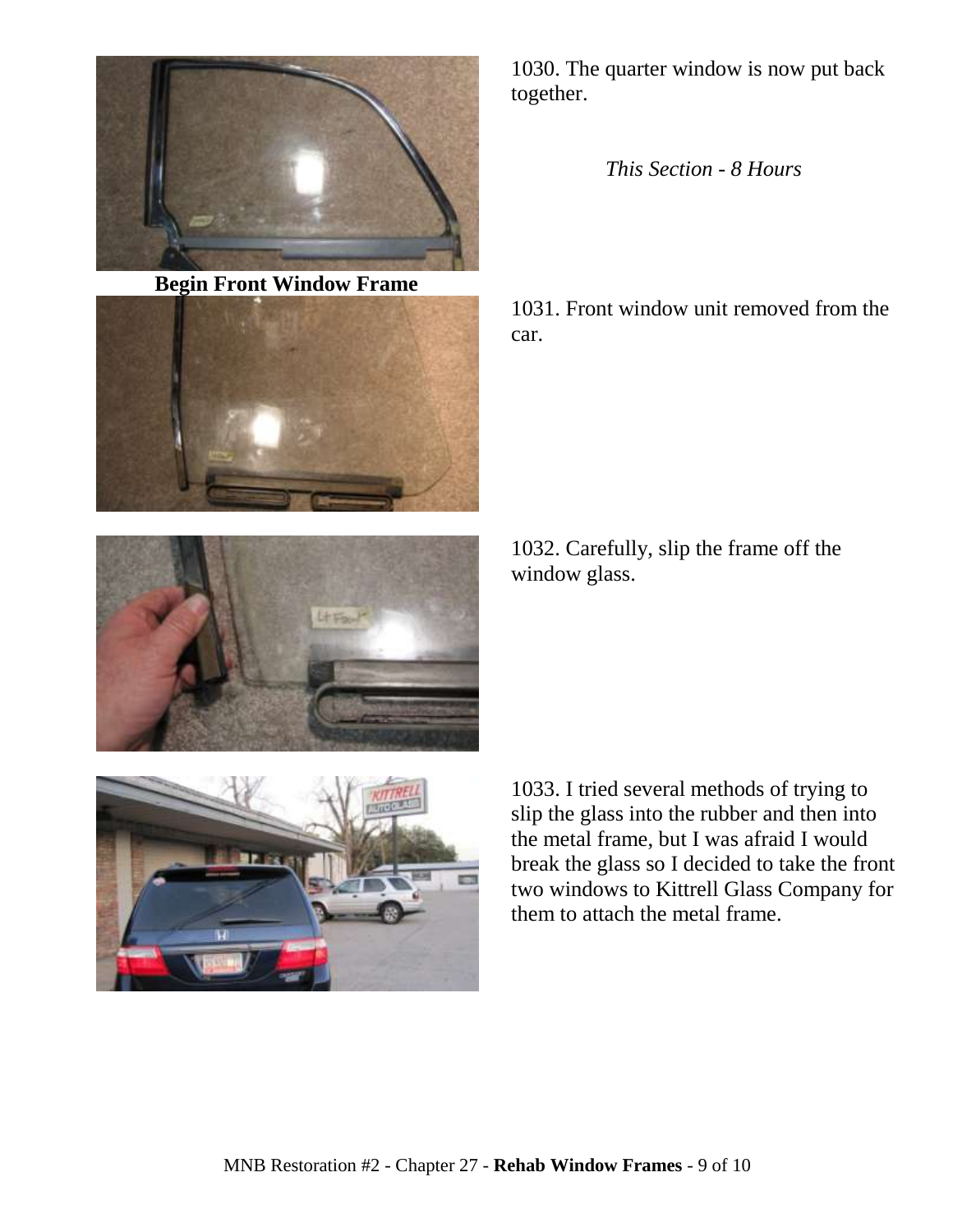1030. The quarter window is now put back together.

*This Section - 8 Hours*

**Begin Front Window Frame**

1031. Front window unit removed from the car.

1032. Carefully, slip the frame off the window glass.

1033. I tried several methods of trying to slip the glass into the rubber and then into the metal frame, but I was afraid I would break the glass so I decided to take the front two windows to Kittrell Glass Company for them to attach the metal frame.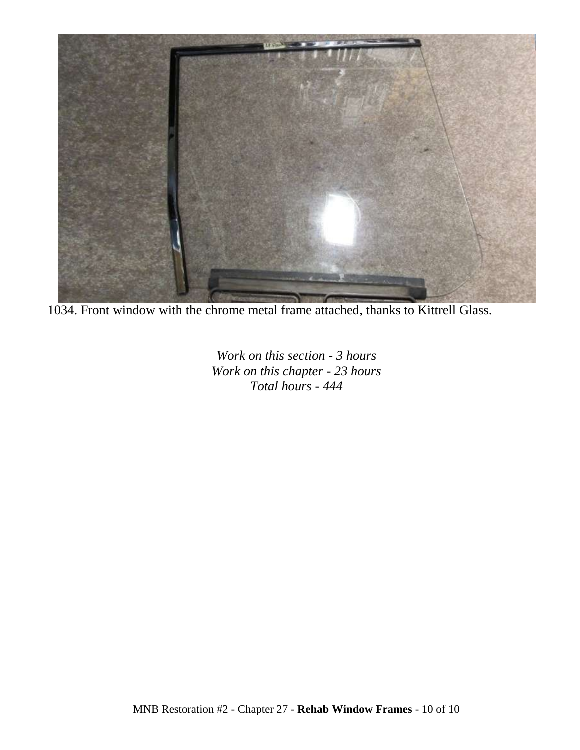1034. Front window with the chrome metal frame attached, thanks to Kittrell Glass.

*Work on this section - 3 hours*
*Work on this chapter - 23 hours*
*Total hours - 444*